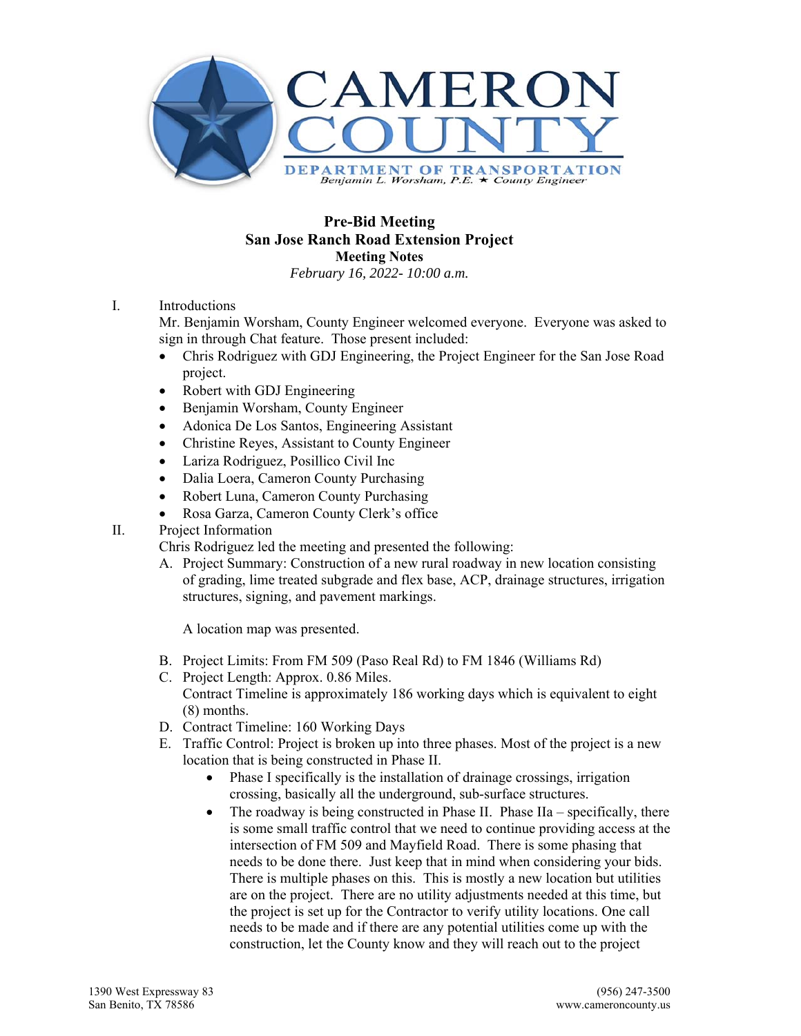CAMERON COUNTY

DEPARTMENT OF TRANSPORTATION

*Benjamin L. Worsham, P.E. ★ County Engineer*

**Pre-Bid Meeting**
**San Jose Ranch Road Extension Project**
**Meeting Notes**
*February 16, 2022- 10:00 a.m.*

I. Introductions

Mr. Benjamin Worsham, County Engineer welcomed everyone. Everyone was asked to sign in through Chat feature. Those present included:

- Chris Rodriguez with GDJ Engineering, the Project Engineer for the San Jose Road project.
- Robert with GDJ Engineering
- Benjamin Worsham, County Engineer
- Adonica De Los Santos, Engineering Assistant
- Christine Reyes, Assistant to County Engineer
- Lariza Rodriguez, Posillico Civil Inc
- Dalia Loera, Cameron County Purchasing
- Robert Luna, Cameron County Purchasing
- Rosa Garza, Cameron County Clerk's office

II. Project Information

Chris Rodriguez led the meeting and presented the following:

A. Project Summary: Construction of a new rural roadway in new location consisting of grading, lime treated subgrade and flex base, ACP, drainage structures, irrigation structures, signing, and pavement markings.

   A location map was presented.

B. Project Limits: From FM 509 (Paso Real Rd) to FM 1846 (Williams Rd)
C. Project Length: Approx. 0.86 Miles.
   Contract Timeline is approximately 186 working days which is equivalent to eight (8) months.
D. Contract Timeline: 160 Working Days
E. Traffic Control: Project is broken up into three phases. Most of the project is a new location that is being constructed in Phase II.
   - Phase I specifically is the installation of drainage crossings, irrigation crossing, basically all the underground, sub-surface structures.
   - The roadway is being constructed in Phase II. Phase IIa – specifically, there is some small traffic control that we need to continue providing access at the intersection of FM 509 and Mayfield Road. There is some phasing that needs to be done there. Just keep that in mind when considering your bids. There is multiple phases on this. This is mostly a new location but utilities are on the project. There are no utility adjustments needed at this time, but the project is set up for the Contractor to verify utility locations. One call needs to be made and if there are any potential utilities come up with the construction, let the County know and they will reach out to the project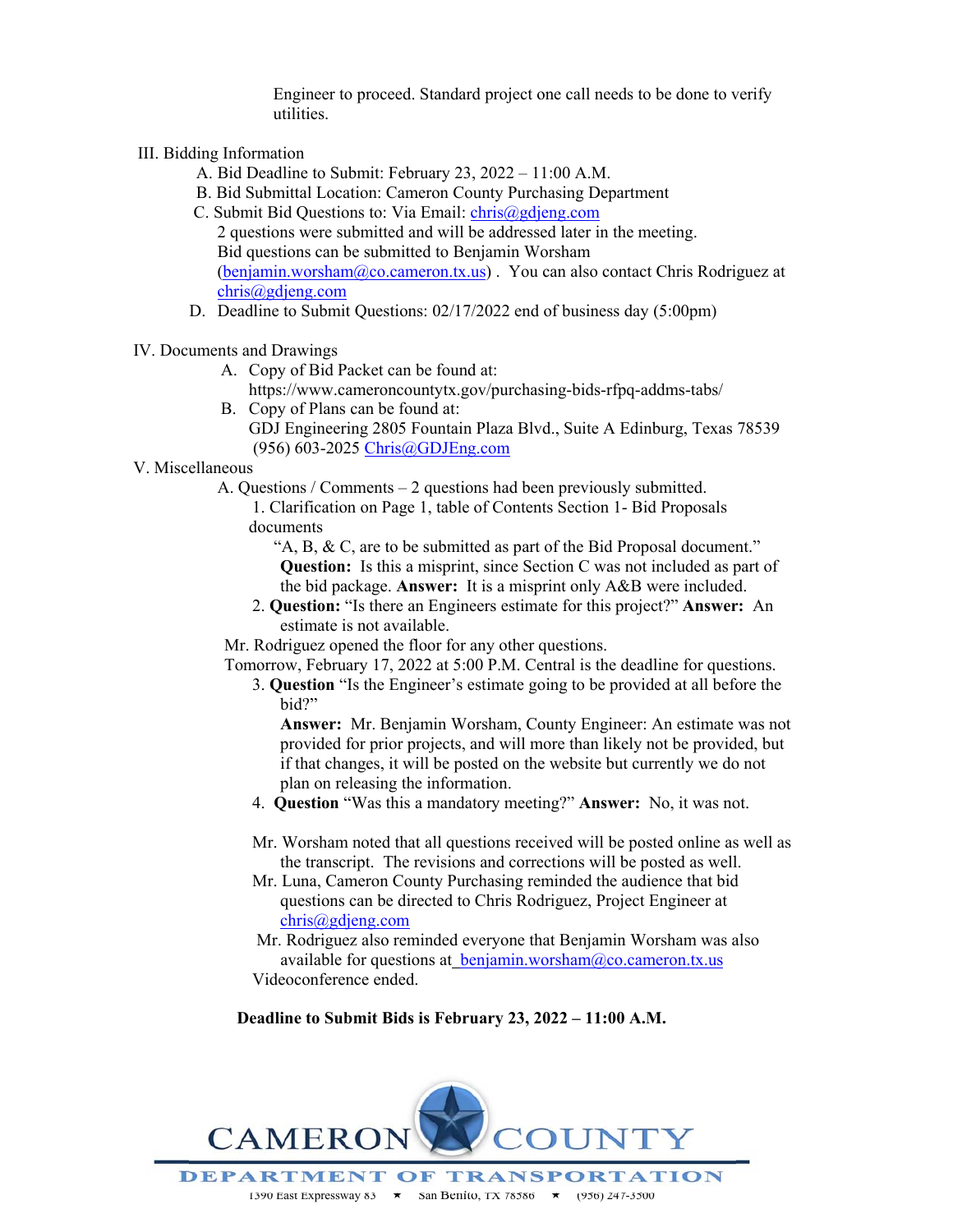Engineer to proceed. Standard project one call needs to be done to verify utilities.

III. Bidding Information

A. Bid Deadline to Submit: February 23, 2022 – 11:00 A.M.

B. Bid Submittal Location: Cameron County Purchasing Department

C. Submit Bid Questions to: Via Email: chris@gdjeng.com
2 questions were submitted and will be addressed later in the meeting.
Bid questions can be submitted to Benjamin Worsham (benjamin.worsham@co.cameron.tx.us) . You can also contact Chris Rodriguez at chris@gdjeng.com

D. Deadline to Submit Questions: 02/17/2022 end of business day (5:00pm)

IV. Documents and Drawings

A. Copy of Bid Packet can be found at:
https://www.cameroncountytx.gov/purchasing-bids-rfpq-addms-tabs/

B. Copy of Plans can be found at:
GDJ Engineering 2805 Fountain Plaza Blvd., Suite A Edinburg, Texas 78539
(956) 603-2025 Chris@GDJEng.com

V. Miscellaneous

A. Questions / Comments – 2 questions had been previously submitted.

1. Clarification on Page 1, table of Contents Section 1- Bid Proposals documents
"A, B, & C, are to be submitted as part of the Bid Proposal document."
**Question:** Is this a misprint, since Section C was not included as part of the bid package. **Answer:** It is a misprint only A&B were included.

2. **Question:** "Is there an Engineers estimate for this project?" **Answer:** An estimate is not available.

Mr. Rodriguez opened the floor for any other questions.
Tomorrow, February 17, 2022 at 5:00 P.M. Central is the deadline for questions.

3. **Question** "Is the Engineer's estimate going to be provided at all before the bid?"
**Answer:** Mr. Benjamin Worsham, County Engineer: An estimate was not provided for prior projects, and will more than likely not be provided, but if that changes, it will be posted on the website but currently we do not plan on releasing the information.

4. **Question** "Was this a mandatory meeting?" **Answer:** No, it was not.

Mr. Worsham noted that all questions received will be posted online as well as the transcript. The revisions and corrections will be posted as well.

Mr. Luna, Cameron County Purchasing reminded the audience that bid questions can be directed to Chris Rodriguez, Project Engineer at chris@gdjeng.com

Mr. Rodriguez also reminded everyone that Benjamin Worsham was also available for questions at benjamin.worsham@co.cameron.tx.us

Videoconference ended.

**Deadline to Submit Bids is February 23, 2022 – 11:00 A.M.**